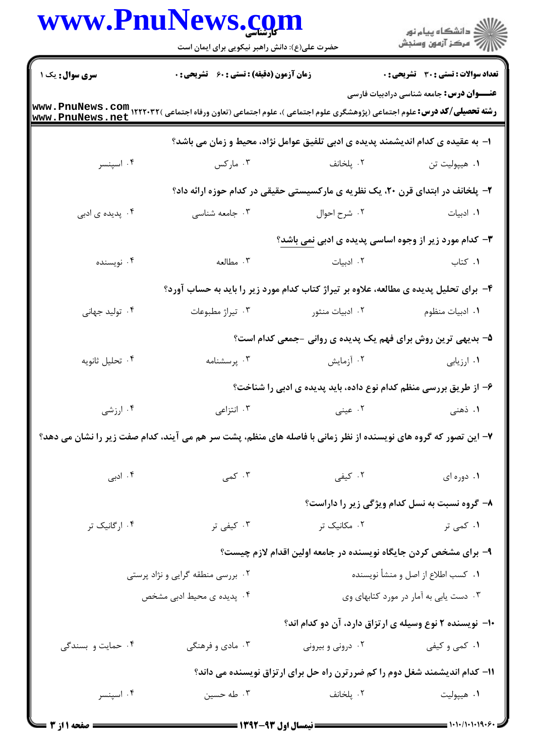**سری سوال:** یک ۱ | **زمان آزمون (دقیقه) : تستی : ۶۰ تشریحی : ۰** | **تعداد سوالات : تستی : ۳۰ تشریحی : ۰**

**عنـــوان درس:** جامعه شناسی درادبیات فارسی

**رشته تحصیلی/کد درس:** علوم اجتماعی (پژوهشگری علوم اجتماعی )، علوم اجتماعی (تعاون ورفاه اجتماعی )۱۲۲۲۰۳۲

۱- به عقیده ی کدام اندیشمند پدیده ی ادبی تلفیق عوامل نژاد، محیط و زمان می باشد؟

۱. هیپولیت تن  ۲. پلخانف  ۳. مارکس  ۴. اسپنسر

۲- پلخانف در ابتدای قرن ۲۰، یک نظریه ی مارکسیستی حقیقی در کدام حوزه ارائه داد؟

۱. ادبیات  ۲. شرح احوال  ۳. جامعه شناسی  ۴. پدیده ی ادبی

۳- کدام مورد زیر از وجوه اساسی پدیده ی ادبی نمی باشد؟

۱. کتاب  ۲. ادبیات  ۳. مطالعه  ۴. نویسنده

۴- برای تحلیل پدیده ی مطالعه، علاوه بر تیراژ کتاب کدام مورد زیر را باید به حساب آورد؟

۱. ادبیات منظوم  ۲. ادبیات منثور  ۳. تیراژ مطبوعات  ۴. تولید جهانی

۵- بدیهی ترین روش برای فهم یک پدیده ی روانی -جمعی کدام است؟

۱. ارزیابی  ۲. آزمایش  ۳. پرسشنامه  ۴. تحلیل ثانویه

۶- از طریق بررسی منظم کدام نوع داده، باید پدیده ی ادبی را شناخت؟

۱. ذهنی  ۲. عینی  ۳. انتزاعی  ۴. ارزشی

۷- این تصور که گروه های نویسنده از نظر زمانی با فاصله های منظم، پشت سر هم می آیند، کدام صفت زیر را نشان می دهد؟

۱. دوره ای  ۲. کیفی  ۳. کمی  ۴. ادبی

۸- گروه نسبت به نسل کدام ویژگی زیر را داراست؟

۱. کمی تر  ۲. مکانیک تر  ۳. کیفی تر  ۴. ارگانیک تر

۹- برای مشخص کردن جایگاه نویسنده در جامعه اولین اقدام لازم چیست؟

۱. کسب اطلاع از اصل و منشأ نویسنده  ۲. بررسی منطقه گرایی و نژاد پرستی

۳. دست یابی به آمار در مورد کتابهای وی  ۴. پدیده ی محیط ادبی مشخص

۱۰- نویسنده ۲ نوع وسیله ی ارتزاق دارد، آن دو کدام اند؟

۱. کمی و کیفی  ۲. درونی و بیرونی  ۳. مادی و فرهنگی  ۴. حمایت و بسندگی

۱۱- کدام اندیشمند شغل دوم را کم ضررترین راه حل برای ارتزاق نویسنده می داند؟

۱. هیپولیت  ۲. پلخانف  ۳. طه حسین  ۴. اسپنسر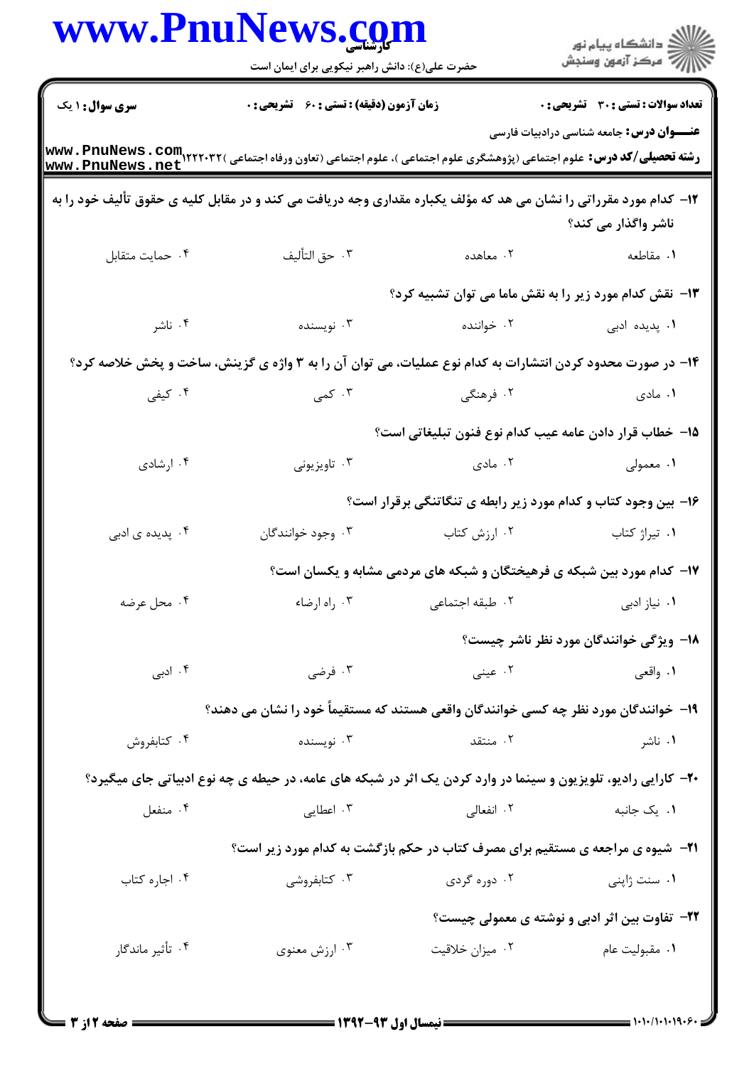**سری سوال:** ۱ یک | **زمان آزمون (دقیقه) : تستی :** ۶۰ **تشریحی :** ۰ | **تعداد سوالات : تستی :** ۳۰ **تشریحی :** ۰

**عنـــوان درس:** جامعه شناسی درادبیات فارسی

**رشته تحصیلی/کد درس:** علوم اجتماعی (پژوهشگری علوم اجتماعی )، علوم اجتماعی (تعاون ورفاه اجتماعی )۱۲۲۲۰۳۲

۱۲- کدام مورد مقرراتی را نشان می هد که مؤلف یکباره مقداری وجه دریافت می کند و در مقابل کلیه ی حقوق تألیف خود را به ناشر واگذار می کند؟

۱. مقاطعه ۲. معاهده ۳. حق التألیف ۴. حمایت متقابل

۱۳- نقش کدام مورد زیر را به نقش ماما می توان تشبیه کرد؟

۱. پدیده ادبی ۲. خواننده ۳. نویسنده ۴. ناشر

۱۴- در صورت محدود کردن انتشارات به کدام نوع عملیات، می توان آن را به ۳ واژه ی گزینش، ساخت و پخش خلاصه کرد؟

۱. مادی ۲. فرهنگی ۳. کمی ۴. کیفی

۱۵- خطاب قرار دادن عامه عیب کدام نوع فنون تبلیغاتی است؟

۱. معمولی ۲. مادی ۳. تاویزیونی ۴. ارشادی

۱۶- بین وجود کتاب و کدام مورد زیر رابطه ی تنگاتنگی برقرار است؟

۱. تیراژ کتاب ۲. ارزش کتاب ۳. وجود خوانندگان ۴. پدیده ی ادبی

۱۷- کدام مورد بین شبکه ی فرهیختگان و شبکه های مردمی مشابه و یکسان است؟

۱. نیاز ادبی ۲. طبقه اجتماعی ۳. راه ارضاء ۴. محل عرضه

۱۸- ویژگی خوانندگان مورد نظر ناشر چیست؟

۱. واقعی ۲. عینی ۳. فرضی ۴. ادبی

۱۹- خوانندگان مورد نظر چه کسی خوانندگان واقعی هستند که مستقیماً خود را نشان می دهند؟

۱. ناشر ۲. منتقد ۳. نویسنده ۴. کتابفروش

۲۰- کارایی رادیو، تلویزیون و سینما در وارد کردن یک اثر در شبکه های عامه، در حیطه ی چه نوع ادبیاتی جای میگیرد؟

۱. یک جانبه ۲. انفعالی ۳. اعطایی ۴. منفعل

۲۱- شیوه ی مراجعه ی مستقیم برای مصرف کتاب در حکم بازگشت به کدام مورد زیر است؟

۱. سنت ژاپنی ۲. دوره گردی ۳. کتابفروشی ۴. اجاره کتاب

۲۲- تفاوت بین اثر ادبی و نوشته ی معمولی چیست؟

۱. مقبولیت عام ۲. میزان خلاقیت ۳. ارزش معنوی ۴. تأثیر ماندگار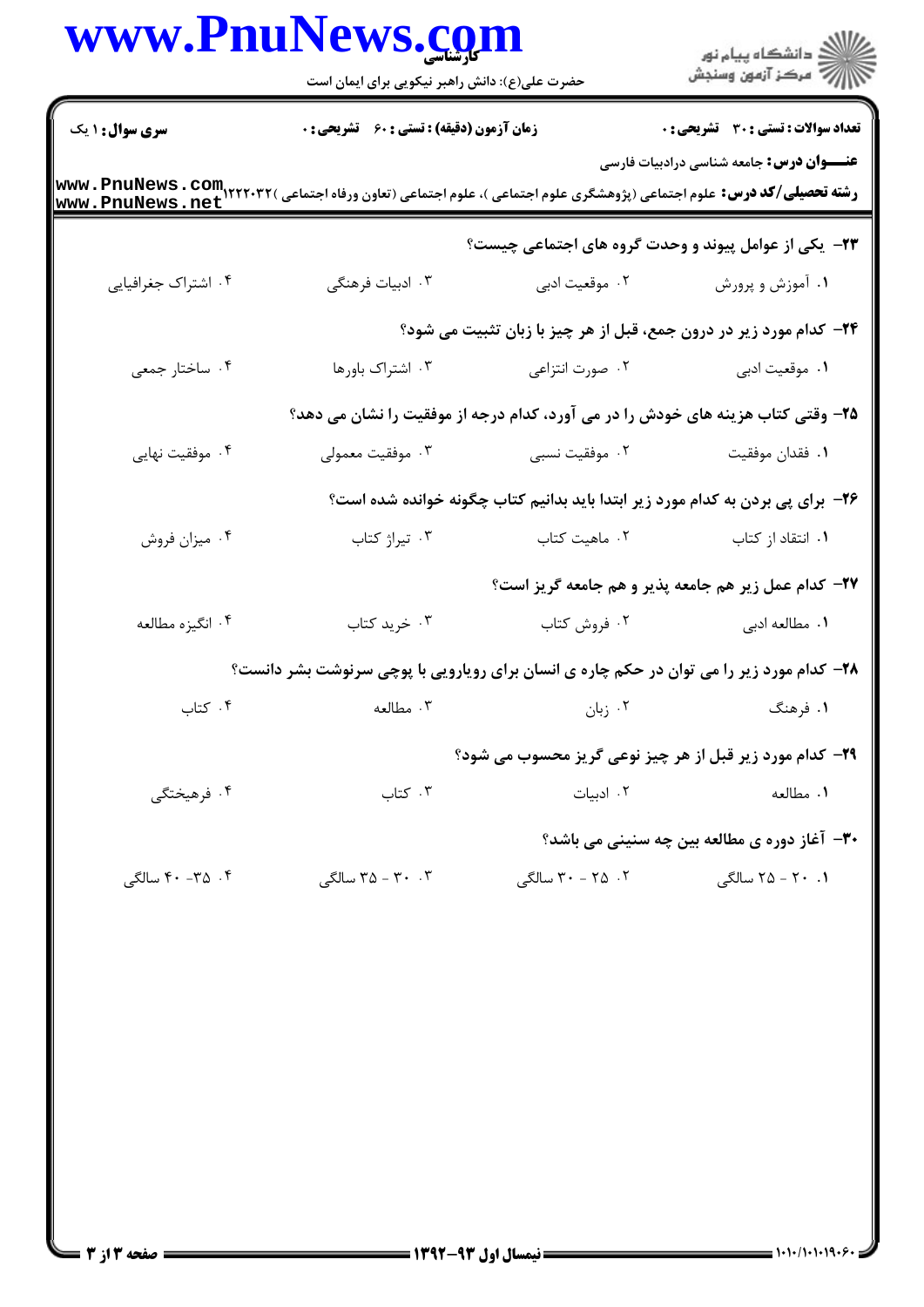**سری سوال:** ۱ یک | **زمان آزمون (دقیقه) : تستی :** ۶۰ **تشریحی :** ۰ | **تعداد سوالات : تستی :** ۳۰ **تشریحی :** ۰

**عنـــوان درس:** جامعه شناسی درادبیات فارسی

**رشته تحصیلی/کد درس:** علوم اجتماعی (پژوهشگری علوم اجتماعی )، علوم اجتماعی (تعاون ورفاه اجتماعی )۱۲۲۲۰۳۲

**۲۳-** یکی از عوامل پیوند و وحدت گروه های اجتماعی چیست؟

۱. آموزش و پرورش
۲. موقعیت ادبی
۳. ادبیات فرهنگی
۴. اشتراک جغرافیایی

**۲۴-** کدام مورد زیر در درون جمع، قبل از هر چیز با زبان تثبیت می شود؟

۱. موقعیت ادبی
۲. صورت انتزاعی
۳. اشتراک باورها
۴. ساختار جمعی

**۲۵-** وقتی کتاب هزینه های خودش را در می آورد، کدام درجه از موفقیت را نشان می دهد؟

۱. فقدان موفقیت
۲. موفقیت نسبی
۳. موفقیت معمولی
۴. موفقیت نهایی

**۲۶-** برای پی بردن به کدام مورد زیر ابتدا باید بدانیم کتاب چگونه خوانده شده است؟

۱. انتقاد از کتاب
۲. ماهیت کتاب
۳. تیراژ کتاب
۴. میزان فروش

**۲۷-** کدام عمل زیر هم جامعه پذیر و هم جامعه گریز است؟

۱. مطالعه ادبی
۲. فروش کتاب
۳. خرید کتاب
۴. انگیزه مطالعه

**۲۸-** کدام مورد زیر را می توان در حکم چاره ی انسان برای رویارویی با پوچی سرنوشت بشر دانست؟

۱. فرهنگ
۲. زبان
۳. مطالعه
۴. کتاب

**۲۹-** کدام مورد زیر قبل از هر چیز نوعی گریز محسوب می شود؟

۱. مطالعه
۲. ادبیات
۳. کتاب
۴. فرهیختگی

**۳۰-** آغاز دوره ی مطالعه بین چه سنینی می باشد؟

۱. ۲۰ - ۲۵ سالگی
۲. ۲۵ - ۳۰ سالگی
۳. ۳۰ - ۳۵ سالگی
۴. ۳۵- ۴۰ سالگی